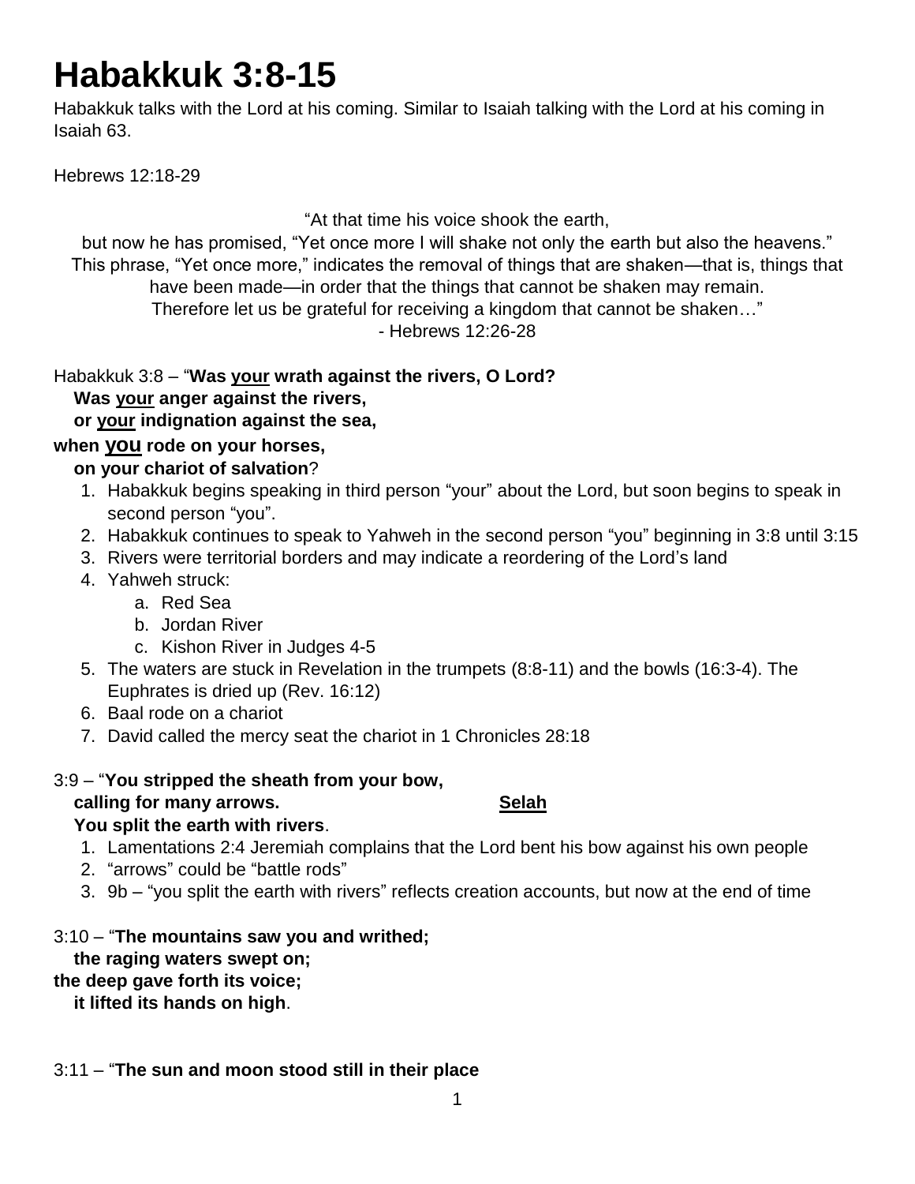# Habakkuk 3:8-15

Habakkuk talks with the Lord at his coming. Similar to Isaiah talking with the Lord at his coming in Isaiah 63.

Hebrews 12:18-29

> "At that time his voice shook the earth,
> but now he has promised, "Yet once more I will shake not only the earth but also the heavens."
> This phrase, "Yet once more," indicates the removal of things that are shaken—that is, things that have been made—in order that the things that cannot be shaken may remain.
> Therefore let us be grateful for receiving a kingdom that cannot be shaken…"
> - Hebrews 12:26-28

Habakkuk 3:8 – "**Was <u>your</u> wrath against the rivers, O Lord?**
**Was <u>your</u> anger against the rivers,**
**or <u>your</u> indignation against the sea,**
**when <u>you</u> rode on your horses,**
**on your chariot of salvation**?

1. Habakkuk begins speaking in third person "your" about the Lord, but soon begins to speak in second person "you".
2. Habakkuk continues to speak to Yahweh in the second person "you" beginning in 3:8 until 3:15
3. Rivers were territorial borders and may indicate a reordering of the Lord's land
4. Yahweh struck:
   a. Red Sea
   b. Jordan River
   c. Kishon River in Judges 4-5
5. The waters are stuck in Revelation in the trumpets (8:8-11) and the bowls (16:3-4). The Euphrates is dried up (Rev. 16:12)
6. Baal rode on a chariot
7. David called the mercy seat the chariot in 1 Chronicles 28:18

3:9 – "**You stripped the sheath from your bow,**
**calling for many arrows.** **<u>Selah</u>**
**You split the earth with rivers**.

1. Lamentations 2:4 Jeremiah complains that the Lord bent his bow against his own people
2. "arrows" could be "battle rods"
3. 9b – "you split the earth with rivers" reflects creation accounts, but now at the end of time

3:10 – "**The mountains saw you and writhed;**
**the raging waters swept on;**
**the deep gave forth its voice;**
**it lifted its hands on high**.

3:11 – "**The sun and moon stood still in their place**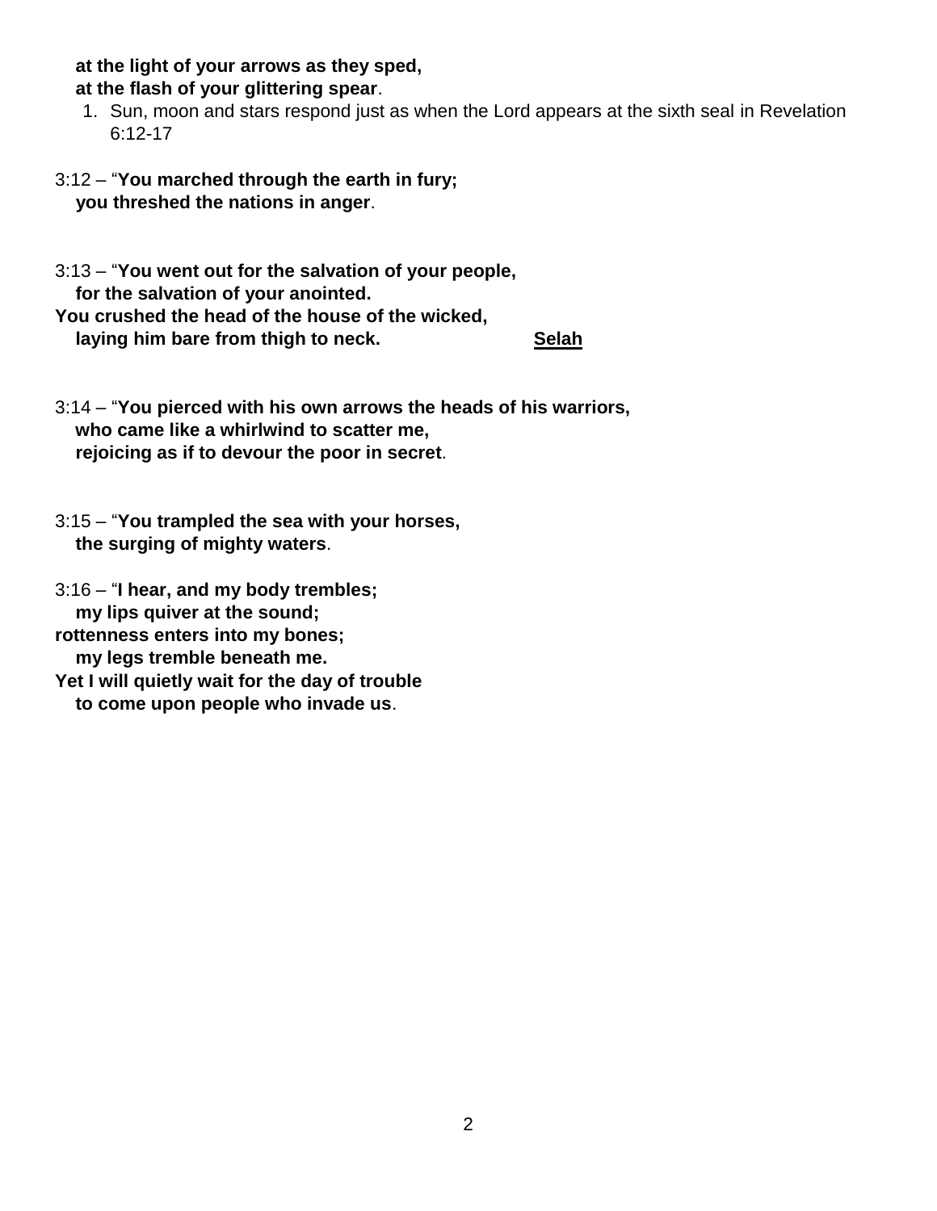**at the light of your arrows as they sped,**
**at the flash of your glittering spear**.

1. Sun, moon and stars respond just as when the Lord appears at the sixth seal in Revelation 6:12-17

3:12 – "**You marched through the earth in fury;**
**you threshed the nations in anger**.

3:13 – "**You went out for the salvation of your people,**
**for the salvation of your anointed.**
**You crushed the head of the house of the wicked,**
**laying him bare from thigh to neck.** **<u>Selah</u>**

3:14 – "**You pierced with his own arrows the heads of his warriors,**
**who came like a whirlwind to scatter me,**
**rejoicing as if to devour the poor in secret**.

3:15 – "**You trampled the sea with your horses,**
**the surging of mighty waters**.

3:16 – "**I hear, and my body trembles;**
**my lips quiver at the sound;**
**rottenness enters into my bones;**
**my legs tremble beneath me.**
**Yet I will quietly wait for the day of trouble**
**to come upon people who invade us**.